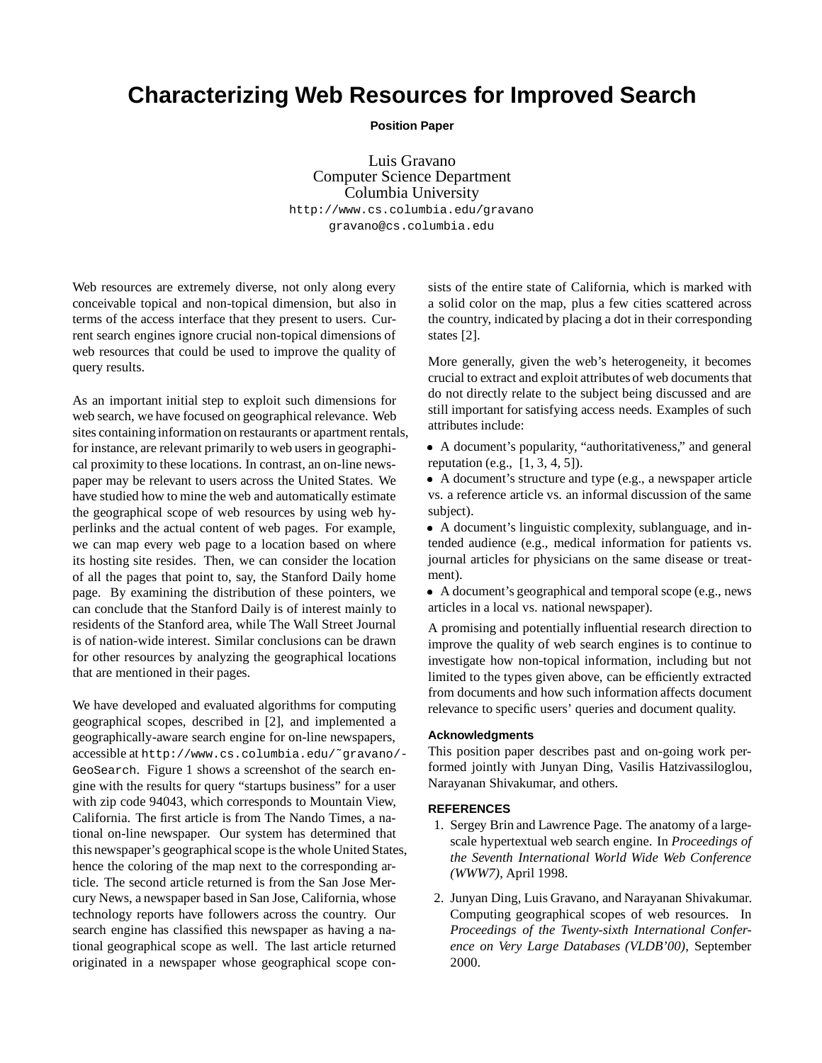# Characterizing Web Resources for Improved Search

**Position Paper**

Luis Gravano
Computer Science Department
Columbia University
http://www.cs.columbia.edu/gravano
gravano@cs.columbia.edu

Web resources are extremely diverse, not only along every conceivable topical and non-topical dimension, but also in terms of the access interface that they present to users. Current search engines ignore crucial non-topical dimensions of web resources that could be used to improve the quality of query results.

As an important initial step to exploit such dimensions for web search, we have focused on geographical relevance. Web sites containing information on restaurants or apartment rentals, for instance, are relevant primarily to web users in geographical proximity to these locations. In contrast, an on-line newspaper may be relevant to users across the United States. We have studied how to mine the web and automatically estimate the geographical scope of web resources by using web hyperlinks and the actual content of web pages. For example, we can map every web page to a location based on where its hosting site resides. Then, we can consider the location of all the pages that point to, say, the Stanford Daily home page. By examining the distribution of these pointers, we can conclude that the Stanford Daily is of interest mainly to residents of the Stanford area, while The Wall Street Journal is of nation-wide interest. Similar conclusions can be drawn for other resources by analyzing the geographical locations that are mentioned in their pages.

We have developed and evaluated algorithms for computing geographical scopes, described in [2], and implemented a geographically-aware search engine for on-line newspapers, accessible at `http://www.cs.columbia.edu/~gravano/GeoSearch`. Figure 1 shows a screenshot of the search engine with the results for query "startups business" for a user with zip code 94043, which corresponds to Mountain View, California. The first article is from The Nando Times, a national on-line newspaper. Our system has determined that this newspaper's geographical scope is the whole United States, hence the coloring of the map next to the corresponding article. The second article returned is from the San Jose Mercury News, a newspaper based in San Jose, California, whose technology reports have followers across the country. Our search engine has classified this newspaper as having a national geographical scope as well. The last article returned originated in a newspaper whose geographical scope consists of the entire state of California, which is marked with a solid color on the map, plus a few cities scattered across the country, indicated by placing a dot in their corresponding states [2].

More generally, given the web's heterogeneity, it becomes crucial to extract and exploit attributes of web documents that do not directly relate to the subject being discussed and are still important for satisfying access needs. Examples of such attributes include:

- A document's popularity, "authoritativeness," and general reputation (e.g., [1, 3, 4, 5]).
- A document's structure and type (e.g., a newspaper article vs. a reference article vs. an informal discussion of the same subject).
- A document's linguistic complexity, sublanguage, and intended audience (e.g., medical information for patients vs. journal articles for physicians on the same disease or treatment).
- A document's geographical and temporal scope (e.g., news articles in a local vs. national newspaper).

A promising and potentially influential research direction to improve the quality of web search engines is to continue to investigate how non-topical information, including but not limited to the types given above, can be efficiently extracted from documents and how such information affects document relevance to specific users' queries and document quality.

### Acknowledgments

This position paper describes past and on-going work performed jointly with Junyan Ding, Vasilis Hatzivassiloglou, Narayanan Shivakumar, and others.

### REFERENCES

1. Sergey Brin and Lawrence Page. The anatomy of a large-scale hypertextual web search engine. In *Proceedings of the Seventh International World Wide Web Conference (WWW7)*, April 1998.
2. Junyan Ding, Luis Gravano, and Narayanan Shivakumar. Computing geographical scopes of web resources. In *Proceedings of the Twenty-sixth International Conference on Very Large Databases (VLDB'00)*, September 2000.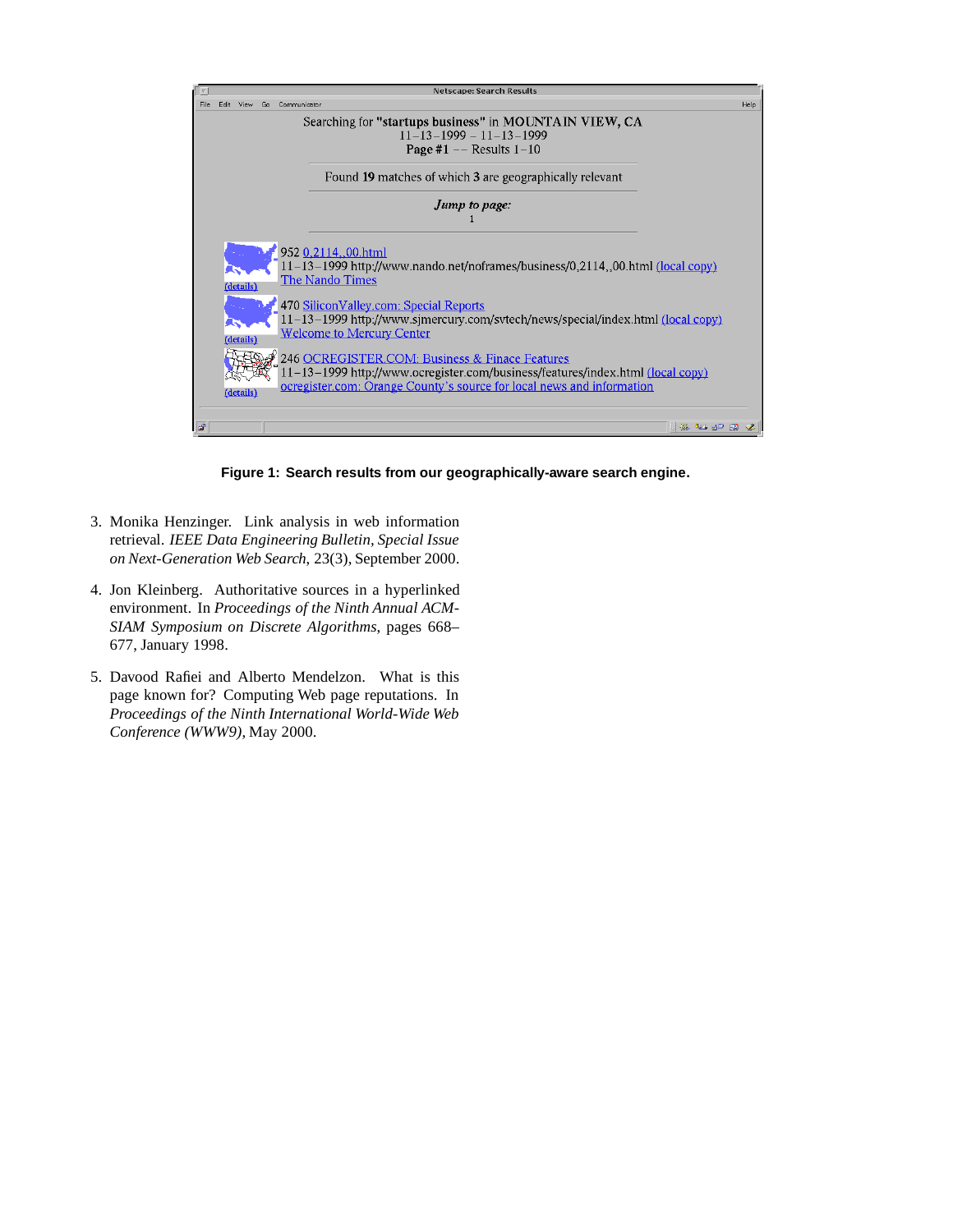Netscape: Search Results

File Edit View Go Communicator Help

Searching for **"startups business"** in MOUNTAIN VIEW, CA
11–13–1999 – 11–13–1999
**Page #1** –– Results 1–10

Found **19** matches of which **3** are geographically relevant

*Jump to page:*
1

(details) 952 0,2114,,00.html
11–13–1999 http://www.nando.net/noframes/business/0,2114,,00.html (local copy)
The Nando Times

(details) 470 SiliconValley.com: Special Reports
11–13–1999 http://www.sjmercury.com/svtech/news/special/index.html (local copy)
Welcome to Mercury Center

(details) 246 OCREGISTER.COM: Business & Finace Features
11–13–1999 http://www.ocregister.com/business/features/index.html (local copy)
ocregister.com: Orange County's source for local news and information

**Figure 1: Search results from our geographically-aware search engine.**

3. Monika Henzinger. Link analysis in web information retrieval. *IEEE Data Engineering Bulletin, Special Issue on Next-Generation Web Search*, 23(3), September 2000.

4. Jon Kleinberg. Authoritative sources in a hyperlinked environment. In *Proceedings of the Ninth Annual ACM-SIAM Symposium on Discrete Algorithms*, pages 668–677, January 1998.

5. Davood Rafiei and Alberto Mendelzon. What is this page known for? Computing Web page reputations. In *Proceedings of the Ninth International World-Wide Web Conference (WWW9)*, May 2000.